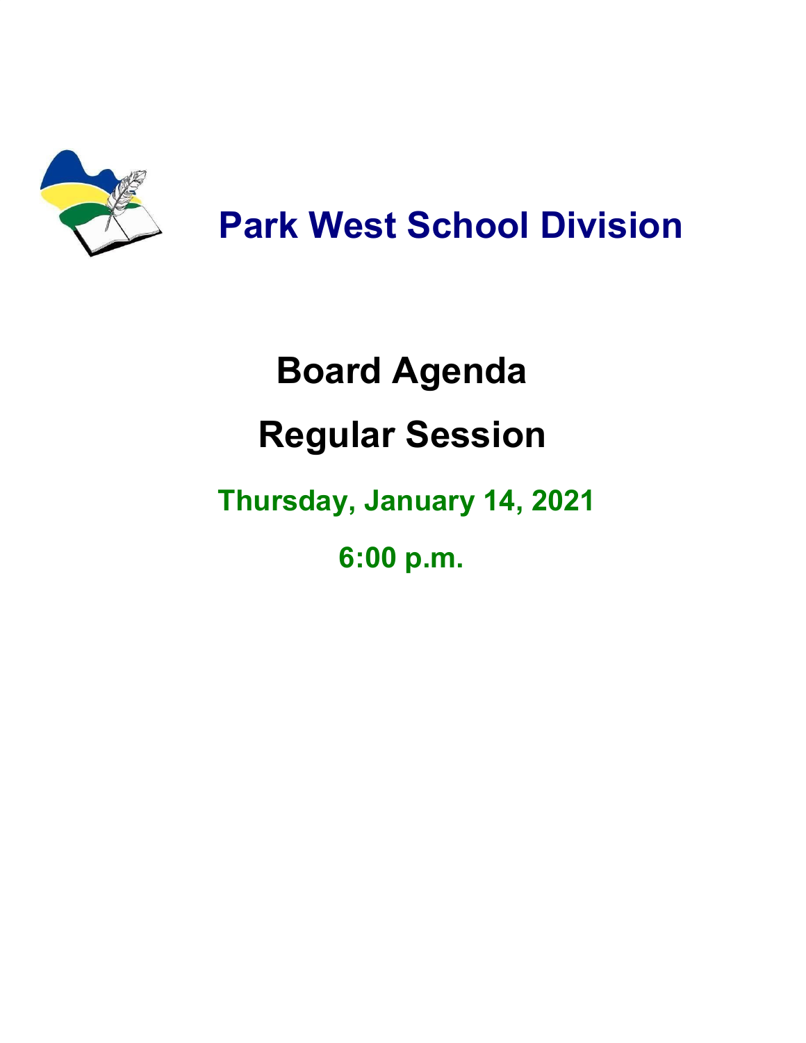# Park West School Division

## Board Agenda

## Regular Session

**Thursday, January 14, 2021**

**6:00 p.m.**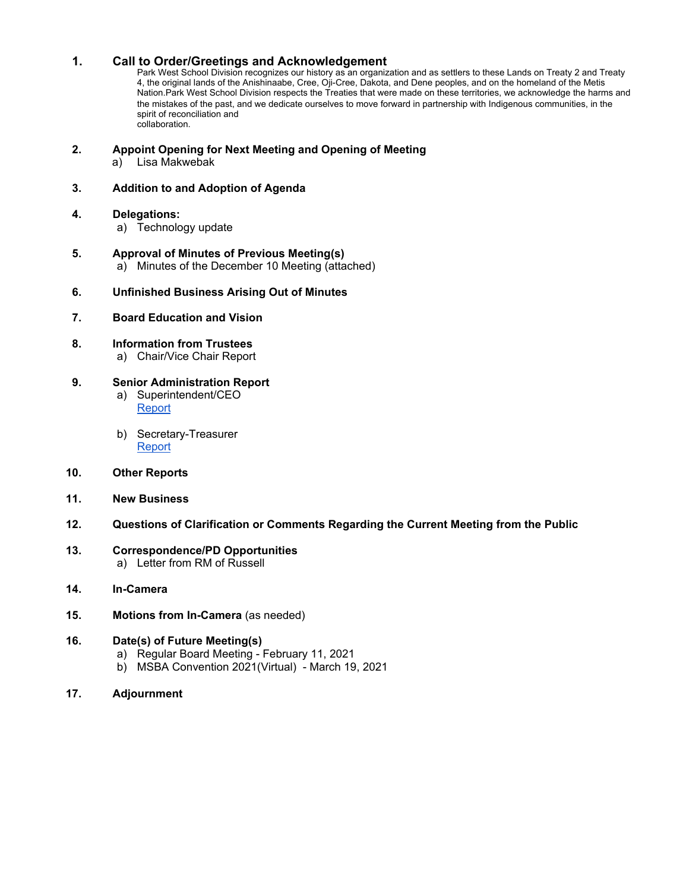1. **Call to Order/Greetings and Acknowledgement**

   Park West School Division recognizes our history as an organization and as settlers to these Lands on Treaty 2 and Treaty 4, the original lands of the Anishinaabe, Cree, Oji-Cree, Dakota, and Dene peoples, and on the homeland of the Metis Nation.Park West School Division respects the Treaties that were made on these territories, we acknowledge the harms and the mistakes of the past, and we dedicate ourselves to move forward in partnership with Indigenous communities, in the spirit of reconciliation and collaboration.

2. **Appoint Opening for Next Meeting and Opening of Meeting**
   a) Lisa Makwebak

3. **Addition to and Adoption of Agenda**

4. **Delegations:**
   a) Technology update

5. **Approval of Minutes of Previous Meeting(s)**
   a) Minutes of the December 10 Meeting (attached)

6. **Unfinished Business Arising Out of Minutes**

7. **Board Education and Vision**

8. **Information from Trustees**
   a) Chair/Vice Chair Report

9. **Senior Administration Report**
   a) Superintendent/CEO
      Report

   b) Secretary-Treasurer
      Report

10. **Other Reports**

11. **New Business**

12. **Questions of Clarification or Comments Regarding the Current Meeting from the Public**

13. **Correspondence/PD Opportunities**
    a) Letter from RM of Russell

14. **In-Camera**

15. **Motions from In-Camera** (as needed)

16. **Date(s) of Future Meeting(s)**
    a) Regular Board Meeting - February 11, 2021
    b) MSBA Convention 2021(Virtual) - March 19, 2021

17. **Adjournment**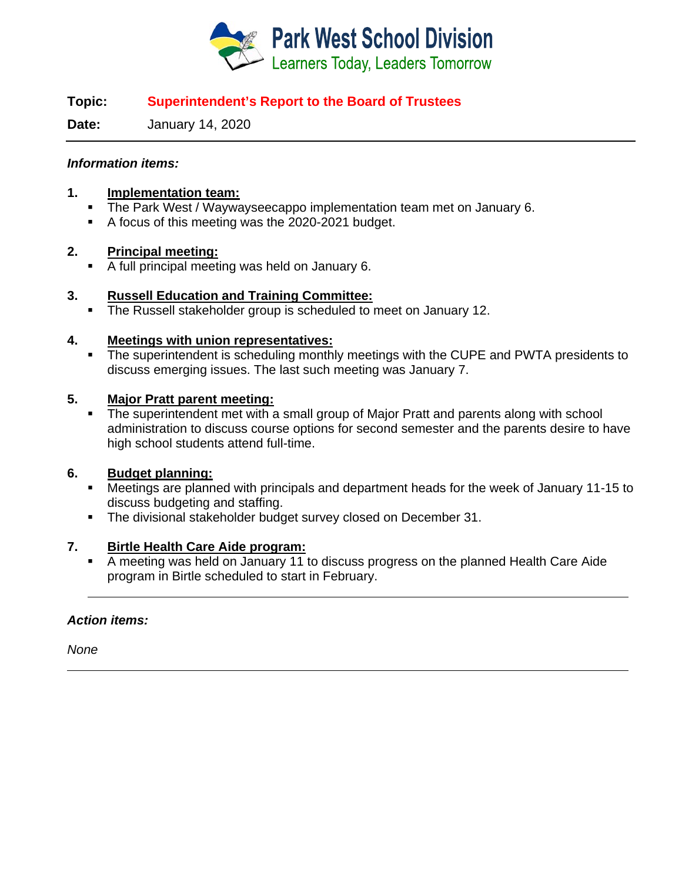# Park West School Division

Learners Today, Leaders Tomorrow

**Topic:** **Superintendent's Report to the Board of Trustees**

**Date:** January 14, 2020

---

***Information items:***

1. **Implementation team:**
   - The Park West / Waywayseecappo implementation team met on January 6.
   - A focus of this meeting was the 2020-2021 budget.

2. **Principal meeting:**
   - A full principal meeting was held on January 6.

3. **Russell Education and Training Committee:**
   - The Russell stakeholder group is scheduled to meet on January 12.

4. **Meetings with union representatives:**
   - The superintendent is scheduling monthly meetings with the CUPE and PWTA presidents to discuss emerging issues. The last such meeting was January 7.

5. **Major Pratt parent meeting:**
   - The superintendent met with a small group of Major Pratt and parents along with school administration to discuss course options for second semester and the parents desire to have high school students attend full-time.

6. **Budget planning:**
   - Meetings are planned with principals and department heads for the week of January 11-15 to discuss budgeting and staffing.
   - The divisional stakeholder budget survey closed on December 31.

7. **Birtle Health Care Aide program:**
   - A meeting was held on January 11 to discuss progress on the planned Health Care Aide program in Birtle scheduled to start in February.

---

***Action items:***

*None*

---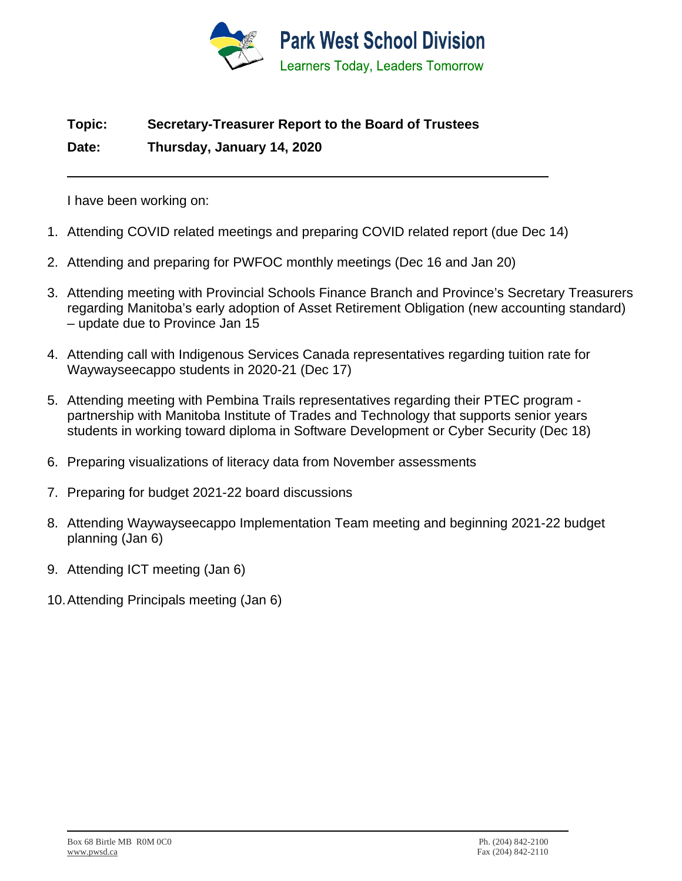**Park West School Division**

Learners Today, Leaders Tomorrow

**Topic:** **Secretary-Treasurer Report to the Board of Trustees**

**Date:** **Thursday, January 14, 2020**

---

I have been working on:

1. Attending COVID related meetings and preparing COVID related report (due Dec 14)
2. Attending and preparing for PWFOC monthly meetings (Dec 16 and Jan 20)
3. Attending meeting with Provincial Schools Finance Branch and Province's Secretary Treasurers regarding Manitoba's early adoption of Asset Retirement Obligation (new accounting standard) – update due to Province Jan 15
4. Attending call with Indigenous Services Canada representatives regarding tuition rate for Waywayseecappo students in 2020-21 (Dec 17)
5. Attending meeting with Pembina Trails representatives regarding their PTEC program - partnership with Manitoba Institute of Trades and Technology that supports senior years students in working toward diploma in Software Development or Cyber Security (Dec 18)
6. Preparing visualizations of literacy data from November assessments
7. Preparing for budget 2021-22 board discussions
8. Attending Waywayseecappo Implementation Team meeting and beginning 2021-22 budget planning (Jan 6)
9. Attending ICT meeting (Jan 6)
10. Attending Principals meeting (Jan 6)

Box 68 Birtle MB R0M 0C0
www.pwsd.ca

Ph. (204) 842-2100
Fax (204) 842-2110